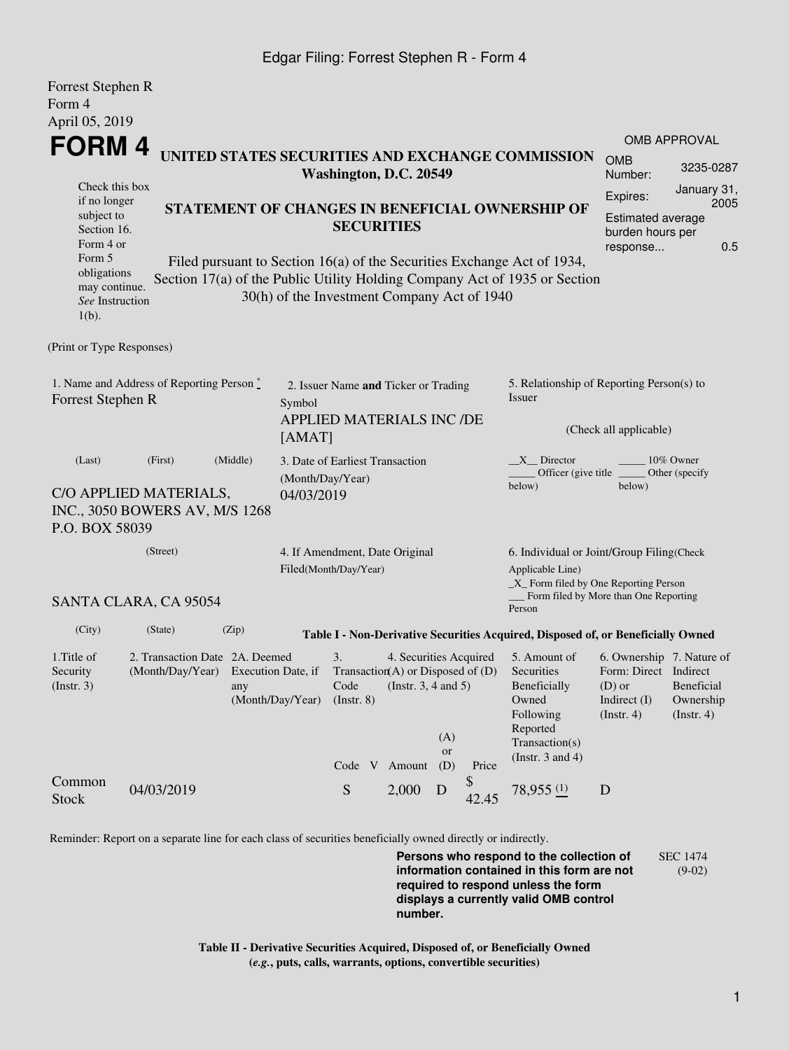Edgar Filing: Forrest Stephen R - Form 4

Forrest Stephen R
Form 4
April 05, 2019

# FORM 4

**UNITED STATES SECURITIES AND EXCHANGE COMMISSION**
**Washington, D.C. 20549**

| OMB APPROVAL | |
|---|---|
| OMB Number: | 3235-0287 |
| Expires: | January 31, 2005 |
| Estimated average burden hours per response... | 0.5 |

Check this box if no longer subject to Section 16. Form 4 or Form 5 obligations may continue. *See* Instruction 1(b).

**STATEMENT OF CHANGES IN BENEFICIAL OWNERSHIP OF SECURITIES**

Filed pursuant to Section 16(a) of the Securities Exchange Act of 1934, Section 17(a) of the Public Utility Holding Company Act of 1935 or Section 30(h) of the Investment Company Act of 1940

(Print or Type Responses)

1. Name and Address of Reporting Person *
Forrest Stephen R

(Last) (First) (Middle)

C/O APPLIED MATERIALS, INC., 3050 BOWERS AV, M/S 1268 P.O. BOX 58039

(Street)

SANTA CLARA, CA 95054

(City) (State) (Zip)

2. Issuer Name **and** Ticker or Trading Symbol
APPLIED MATERIALS INC /DE [AMAT]

3. Date of Earliest Transaction (Month/Day/Year)
04/03/2019

4. If Amendment, Date Original Filed(Month/Day/Year)

5. Relationship of Reporting Person(s) to Issuer

(Check all applicable)

\_\_X\_\_ Director \_\_\_\_\_ 10% Owner
\_\_\_\_\_ Officer (give title below) \_\_\_\_\_ Other (specify below)

6. Individual or Joint/Group Filing(Check Applicable Line)
\_X\_ Form filed by One Reporting Person
\_\_\_ Form filed by More than One Reporting Person

**Table I - Non-Derivative Securities Acquired, Disposed of, or Beneficially Owned**

| 1.Title of Security (Instr. 3) | 2. Transaction Date (Month/Day/Year) | 2A. Deemed Execution Date, if any (Month/Day/Year) | 3. Transaction Code (Instr. 8) | | 4. Securities Acquired (A) or Disposed of (D) (Instr. 3, 4 and 5) | | | 5. Amount of Securities Beneficially Owned Following Reported Transaction(s) (Instr. 3 and 4) | 6. Ownership Form: Direct (D) or Indirect (I) (Instr. 4) | 7. Nature of Indirect Beneficial Ownership (Instr. 4) |
|---|---|---|---|---|---|---|---|---|---|---|
| | | | Code | V | Amount | (A) or (D) | Price | | | |
| Common Stock | 04/03/2019 | | S | | 2,000 | D | $ 42.45 | 78,955 (1) | D | |

Reminder: Report on a separate line for each class of securities beneficially owned directly or indirectly.

**Persons who respond to the collection of information contained in this form are not required to respond unless the form displays a currently valid OMB control number.**

SEC 1474 (9-02)

**Table II - Derivative Securities Acquired, Disposed of, or Beneficially Owned**
**(*e.g.*, puts, calls, warrants, options, convertible securities)**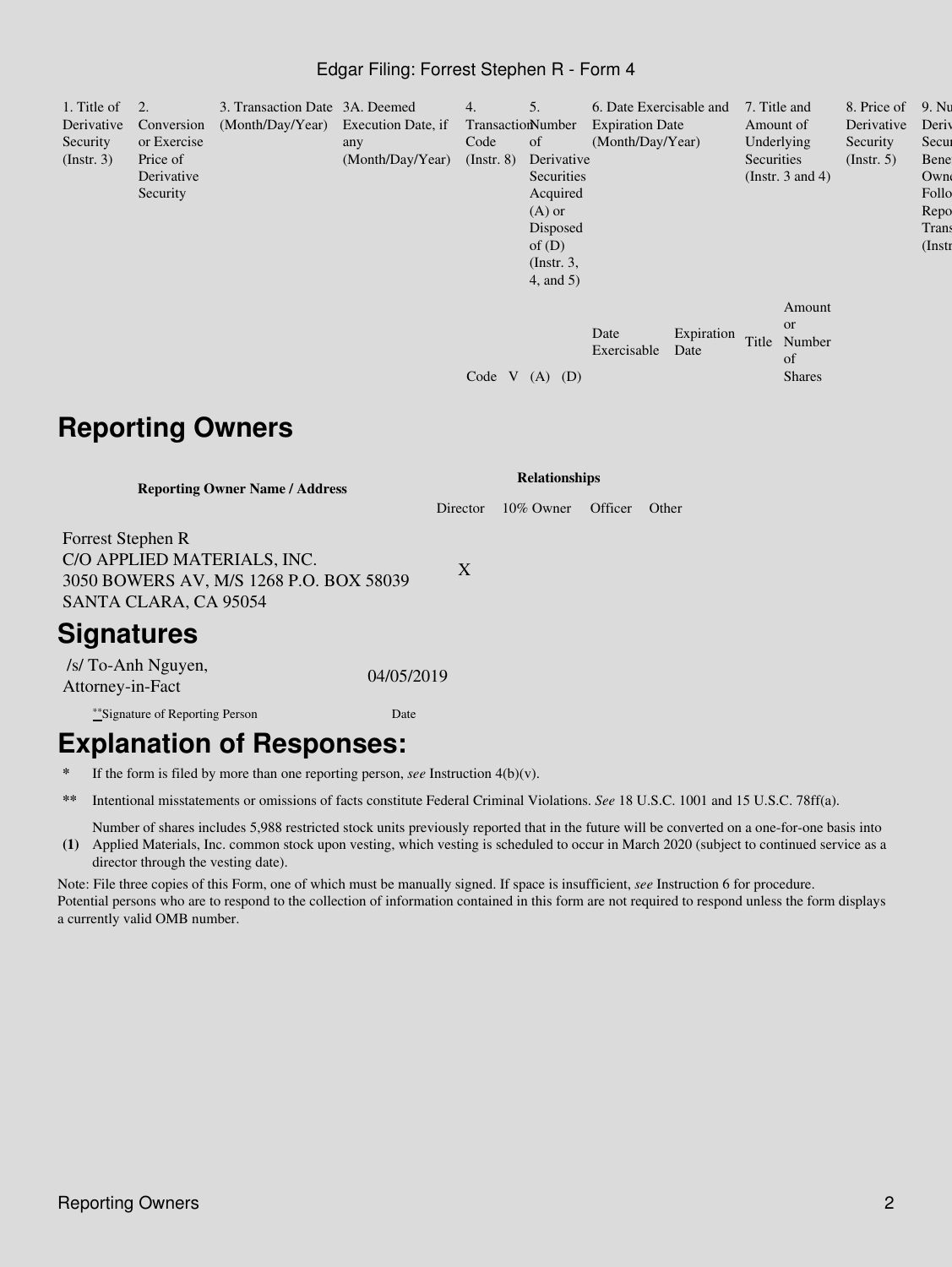| 1. Title of Derivative Security (Instr. 3) | 2. Conversion or Exercise Price of Derivative Security | 3. Transaction Date (Month/Day/Year) | 3A. Deemed Execution Date, if any (Month/Day/Year) | 4. Transaction Code (Instr. 8) | | 5. Number of Derivative Securities Acquired (A) or Disposed of (D) (Instr. 3, 4, and 5) | | 6. Date Exercisable and Expiration Date (Month/Day/Year) | | 7. Title and Amount of Underlying Securities (Instr. 3 and 4) | | 8. Price of Derivative Security (Instr. 5) | 9. Nu Deriv Secur Bene Owne Follo Repo Trans (Instr |
|---|---|---|---|---|---|---|---|---|---|---|---|---|---|
| | | | | Code | V | (A) | (D) | Date Exercisable | Expiration Date | Title | Amount or Number of Shares | | |

# Reporting Owners

| Reporting Owner Name / Address | Relationships | | | |
|---|---|---|---|---|
| | Director | 10% Owner | Officer | Other |
| Forrest Stephen R<br>C/O APPLIED MATERIALS, INC.<br>3050 BOWERS AV, M/S 1268 P.O. BOX 58039<br>SANTA CLARA, CA 95054 | X | | | |

# Signatures

| | |
|---|---|
| /s/ To-Anh Nguyen, Attorney-in-Fact | 04/05/2019 |
| **Signature of Reporting Person | Date |

# Explanation of Responses:

\* If the form is filed by more than one reporting person, *see* Instruction 4(b)(v).

\*\* Intentional misstatements or omissions of facts constitute Federal Criminal Violations. *See* 18 U.S.C. 1001 and 15 U.S.C. 78ff(a).

**(1)** Number of shares includes 5,988 restricted stock units previously reported that in the future will be converted on a one-for-one basis into Applied Materials, Inc. common stock upon vesting, which vesting is scheduled to occur in March 2020 (subject to continued service as a director through the vesting date).

Note: File three copies of this Form, one of which must be manually signed. If space is insufficient, *see* Instruction 6 for procedure.
Potential persons who are to respond to the collection of information contained in this form are not required to respond unless the form displays a currently valid OMB number.